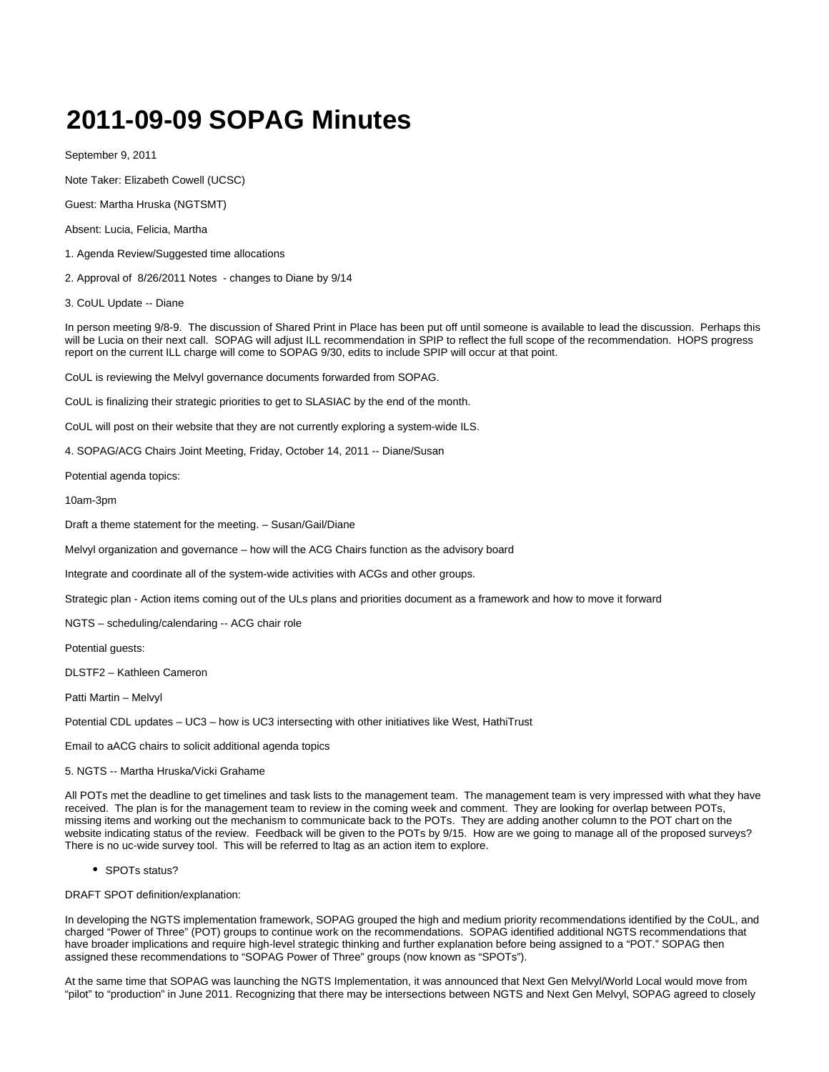# 2011-09-09 SOPAG Minutes

September 9, 2011

Note Taker: Elizabeth Cowell (UCSC)

Guest: Martha Hruska (NGTSMT)

Absent: Lucia, Felicia, Martha

1. Agenda Review/Suggested time allocations

2. Approval of 8/26/2011 Notes - changes to Diane by 9/14

3. CoUL Update -- Diane

In person meeting 9/8-9. The discussion of Shared Print in Place has been put off until someone is available to lead the discussion. Perhaps this will be Lucia on their next call. SOPAG will adjust ILL recommendation in SPIP to reflect the full scope of the recommendation. HOPS progress report on the current ILL charge will come to SOPAG 9/30, edits to include SPIP will occur at that point.

CoUL is reviewing the Melvyl governance documents forwarded from SOPAG.

CoUL is finalizing their strategic priorities to get to SLASIAC by the end of the month.

CoUL will post on their website that they are not currently exploring a system-wide ILS.

4. SOPAG/ACG Chairs Joint Meeting, Friday, October 14, 2011 -- Diane/Susan

Potential agenda topics:

10am-3pm

Draft a theme statement for the meeting. – Susan/Gail/Diane

Melvyl organization and governance – how will the ACG Chairs function as the advisory board

Integrate and coordinate all of the system-wide activities with ACGs and other groups.

Strategic plan - Action items coming out of the ULs plans and priorities document as a framework and how to move it forward

NGTS – scheduling/calendaring -- ACG chair role

Potential guests:

DLSTF2 – Kathleen Cameron

Patti Martin – Melvyl

Potential CDL updates – UC3 – how is UC3 intersecting with other initiatives like West, HathiTrust

Email to aACG chairs to solicit additional agenda topics

5. NGTS -- Martha Hruska/Vicki Grahame

All POTs met the deadline to get timelines and task lists to the management team. The management team is very impressed with what they have received. The plan is for the management team to review in the coming week and comment. They are looking for overlap between POTs, missing items and working out the mechanism to communicate back to the POTs. They are adding another column to the POT chart on the website indicating status of the review. Feedback will be given to the POTs by 9/15. How are we going to manage all of the proposed surveys? There is no uc-wide survey tool. This will be referred to ltag as an action item to explore.

- SPOTs status?

DRAFT SPOT definition/explanation:

In developing the NGTS implementation framework, SOPAG grouped the high and medium priority recommendations identified by the CoUL, and charged "Power of Three" (POT) groups to continue work on the recommendations. SOPAG identified additional NGTS recommendations that have broader implications and require high-level strategic thinking and further explanation before being assigned to a "POT." SOPAG then assigned these recommendations to "SOPAG Power of Three" groups (now known as "SPOTs").

At the same time that SOPAG was launching the NGTS Implementation, it was announced that Next Gen Melvyl/World Local would move from "pilot" to "production" in June 2011. Recognizing that there may be intersections between NGTS and Next Gen Melvyl, SOPAG agreed to closely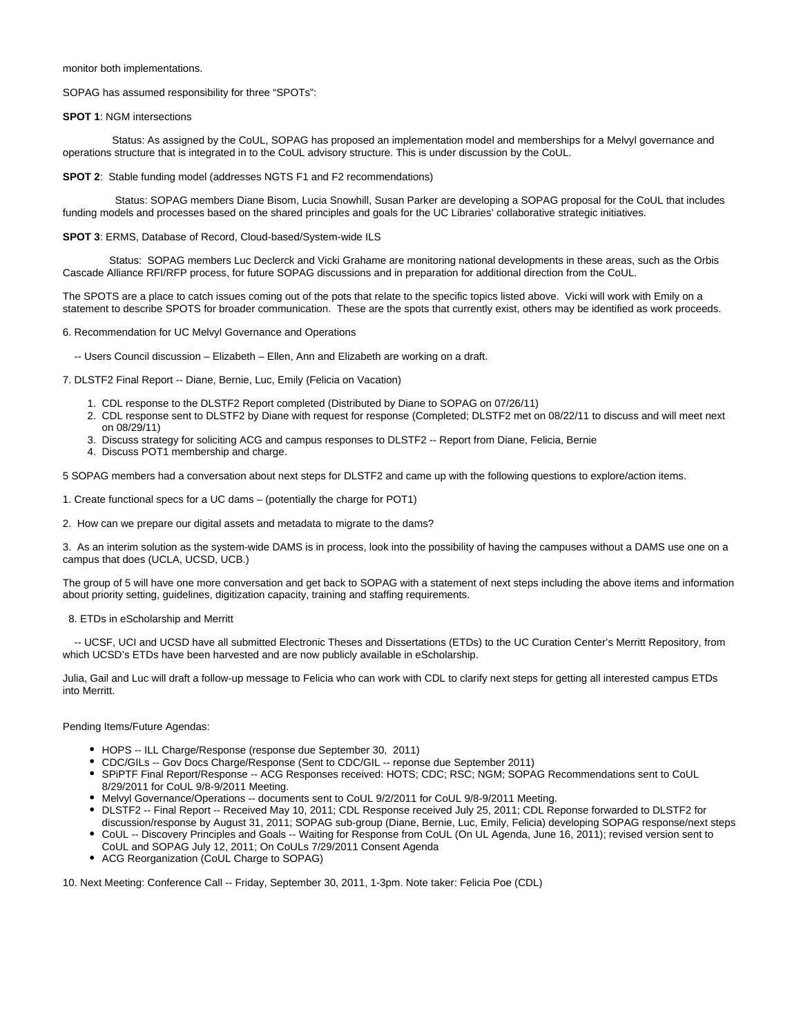monitor both implementations.

SOPAG has assumed responsibility for three “SPOTs”:

**SPOT 1**: NGM intersections

Status: As assigned by the CoUL, SOPAG has proposed an implementation model and memberships for a Melvyl governance and operations structure that is integrated in to the CoUL advisory structure. This is under discussion by the CoUL.

**SPOT 2**: Stable funding model (addresses NGTS F1 and F2 recommendations)

Status: SOPAG members Diane Bisom, Lucia Snowhill, Susan Parker are developing a SOPAG proposal for the CoUL that includes funding models and processes based on the shared principles and goals for the UC Libraries' collaborative strategic initiatives.

**SPOT 3**: ERMS, Database of Record, Cloud-based/System-wide ILS

Status: SOPAG members Luc Declerck and Vicki Grahame are monitoring national developments in these areas, such as the Orbis Cascade Alliance RFI/RFP process, for future SOPAG discussions and in preparation for additional direction from the CoUL.

The SPOTS are a place to catch issues coming out of the pots that relate to the specific topics listed above. Vicki will work with Emily on a statement to describe SPOTS for broader communication. These are the spots that currently exist, others may be identified as work proceeds.

6. Recommendation for UC Melvyl Governance and Operations

-- Users Council discussion – Elizabeth – Ellen, Ann and Elizabeth are working on a draft.

7. DLSTF2 Final Report -- Diane, Bernie, Luc, Emily (Felicia on Vacation)

1. CDL response to the DLSTF2 Report completed (Distributed by Diane to SOPAG on 07/26/11)
2. CDL response sent to DLSTF2 by Diane with request for response (Completed; DLSTF2 met on 08/22/11 to discuss and will meet next on 08/29/11)
3. Discuss strategy for soliciting ACG and campus responses to DLSTF2 -- Report from Diane, Felicia, Bernie
4. Discuss POT1 membership and charge.

5 SOPAG members had a conversation about next steps for DLSTF2 and came up with the following questions to explore/action items.

1. Create functional specs for a UC dams – (potentially the charge for POT1)

2. How can we prepare our digital assets and metadata to migrate to the dams?

3. As an interim solution as the system-wide DAMS is in process, look into the possibility of having the campuses without a DAMS use one on a campus that does (UCLA, UCSD, UCB.)

The group of 5 will have one more conversation and get back to SOPAG with a statement of next steps including the above items and information about priority setting, guidelines, digitization capacity, training and staffing requirements.

8. ETDs in eScholarship and Merritt

-- UCSF, UCI and UCSD have all submitted Electronic Theses and Dissertations (ETDs) to the UC Curation Center's Merritt Repository, from which UCSD's ETDs have been harvested and are now publicly available in eScholarship.

Julia, Gail and Luc will draft a follow-up message to Felicia who can work with CDL to clarify next steps for getting all interested campus ETDs into Merritt.

Pending Items/Future Agendas:

- HOPS -- ILL Charge/Response (response due September 30, 2011)
- CDC/GILs -- Gov Docs Charge/Response (Sent to CDC/GIL -- reponse due September 2011)
- SPiPTF Final Report/Response -- ACG Responses received: HOTS; CDC; RSC; NGM; SOPAG Recommendations sent to CoUL 8/29/2011 for CoUL 9/8-9/2011 Meeting.
- Melvyl Governance/Operations -- documents sent to CoUL 9/2/2011 for CoUL 9/8-9/2011 Meeting.
- DLSTF2 -- Final Report -- Received May 10, 2011; CDL Response received July 25, 2011; CDL Reponse forwarded to DLSTF2 for discussion/response by August 31, 2011; SOPAG sub-group (Diane, Bernie, Luc, Emily, Felicia) developing SOPAG response/next steps
- CoUL -- Discovery Principles and Goals -- Waiting for Response from CoUL (On UL Agenda, June 16, 2011); revised version sent to CoUL and SOPAG July 12, 2011; On CoULs 7/29/2011 Consent Agenda
- ACG Reorganization (CoUL Charge to SOPAG)

10. Next Meeting: Conference Call -- Friday, September 30, 2011, 1-3pm. Note taker: Felicia Poe (CDL)